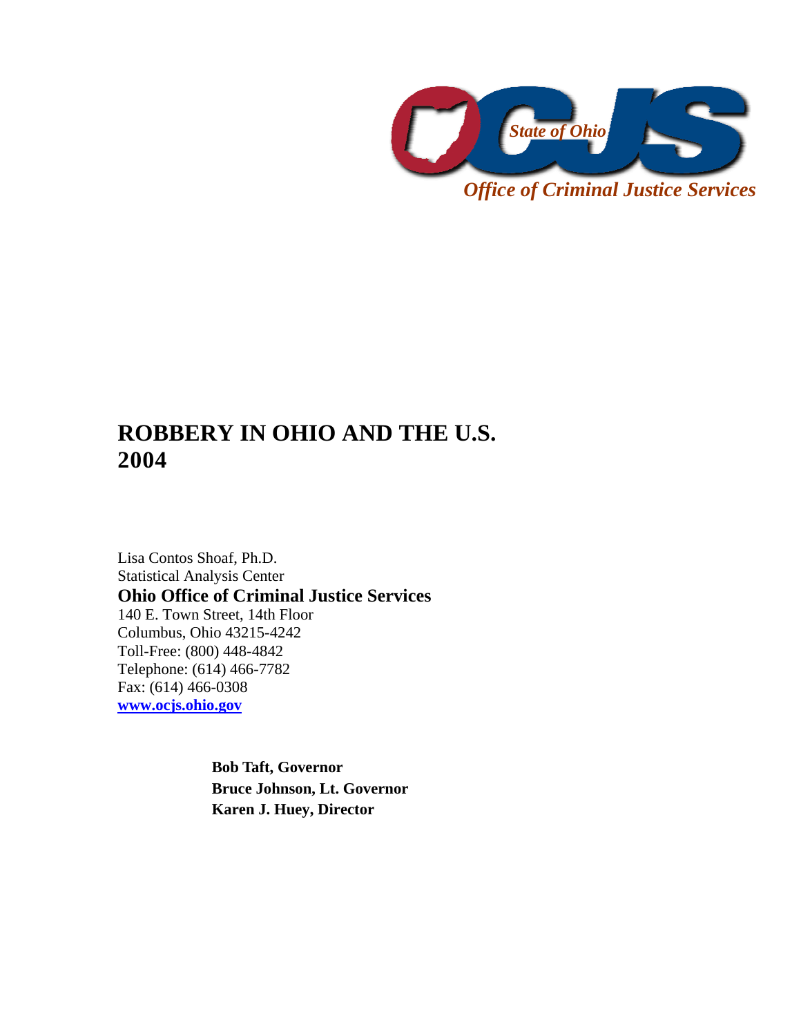State of Ohio

*Office of Criminal Justice Services*

# ROBBERY IN OHIO AND THE U.S. 2004

Lisa Contos Shoaf, Ph.D.
Statistical Analysis Center
**Ohio Office of Criminal Justice Services**
140 E. Town Street, 14th Floor
Columbus, Ohio 43215-4242
Toll-Free: (800) 448-4842
Telephone: (614) 466-7782
Fax: (614) 466-0308
**www.ocjs.ohio.gov**

**Bob Taft, Governor**
**Bruce Johnson, Lt. Governor**
**Karen J. Huey, Director**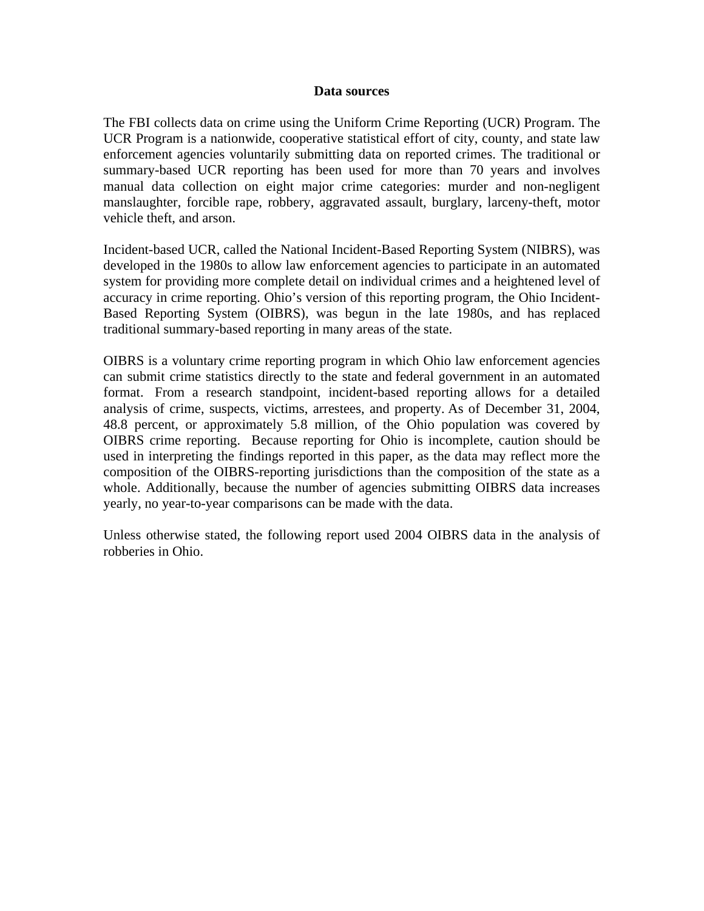## Data sources

The FBI collects data on crime using the Uniform Crime Reporting (UCR) Program. The UCR Program is a nationwide, cooperative statistical effort of city, county, and state law enforcement agencies voluntarily submitting data on reported crimes. The traditional or summary-based UCR reporting has been used for more than 70 years and involves manual data collection on eight major crime categories: murder and non-negligent manslaughter, forcible rape, robbery, aggravated assault, burglary, larceny-theft, motor vehicle theft, and arson.

Incident-based UCR, called the National Incident-Based Reporting System (NIBRS), was developed in the 1980s to allow law enforcement agencies to participate in an automated system for providing more complete detail on individual crimes and a heightened level of accuracy in crime reporting. Ohio's version of this reporting program, the Ohio Incident-Based Reporting System (OIBRS), was begun in the late 1980s, and has replaced traditional summary-based reporting in many areas of the state.

OIBRS is a voluntary crime reporting program in which Ohio law enforcement agencies can submit crime statistics directly to the state and federal government in an automated format. From a research standpoint, incident-based reporting allows for a detailed analysis of crime, suspects, victims, arrestees, and property. As of December 31, 2004, 48.8 percent, or approximately 5.8 million, of the Ohio population was covered by OIBRS crime reporting. Because reporting for Ohio is incomplete, caution should be used in interpreting the findings reported in this paper, as the data may reflect more the composition of the OIBRS-reporting jurisdictions than the composition of the state as a whole. Additionally, because the number of agencies submitting OIBRS data increases yearly, no year-to-year comparisons can be made with the data.

Unless otherwise stated, the following report used 2004 OIBRS data in the analysis of robberies in Ohio.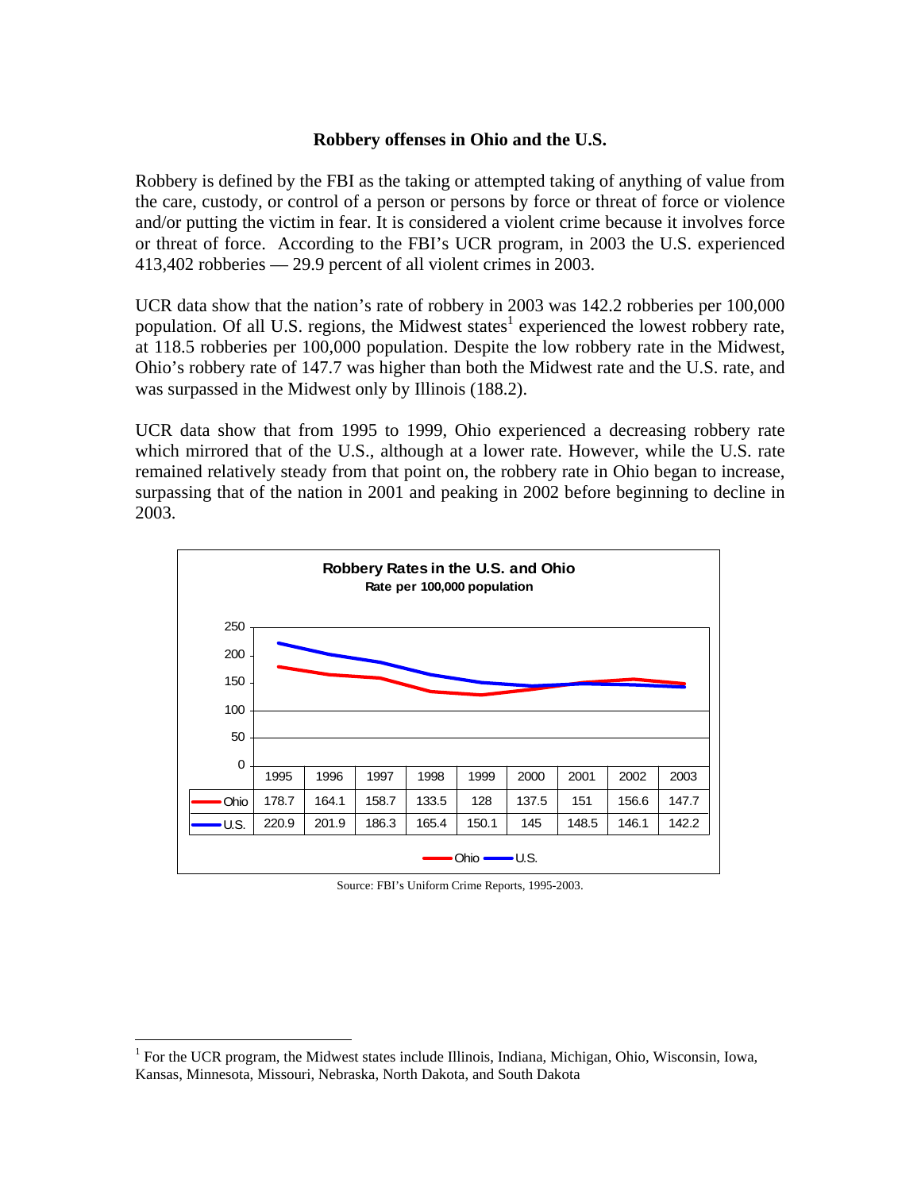### Robbery offenses in Ohio and the U.S.

Robbery is defined by the FBI as the taking or attempted taking of anything of value from the care, custody, or control of a person or persons by force or threat of force or violence and/or putting the victim in fear. It is considered a violent crime because it involves force or threat of force. According to the FBI's UCR program, in 2003 the U.S. experienced 413,402 robberies — 29.9 percent of all violent crimes in 2003.

UCR data show that the nation's rate of robbery in 2003 was 142.2 robberies per 100,000 population. Of all U.S. regions, the Midwest states[1] experienced the lowest robbery rate, at 118.5 robberies per 100,000 population. Despite the low robbery rate in the Midwest, Ohio's robbery rate of 147.7 was higher than both the Midwest rate and the U.S. rate, and was surpassed in the Midwest only by Illinois (188.2).

UCR data show that from 1995 to 1999, Ohio experienced a decreasing robbery rate which mirrored that of the U.S., although at a lower rate. However, while the U.S. rate remained relatively steady from that point on, the robbery rate in Ohio began to increase, surpassing that of the nation in 2001 and peaking in 2002 before beginning to decline in 2003.

**Robbery Rates in the U.S. and Ohio**
**Rate per 100,000 population**

| | 1995 | 1996 | 1997 | 1998 | 1999 | 2000 | 2001 | 2002 | 2003 |
|---|---|---|---|---|---|---|---|---|---|
| Ohio | 178.7 | 164.1 | 158.7 | 133.5 | 128 | 137.5 | 151 | 156.6 | 147.7 |
| U.S. | 220.9 | 201.9 | 186.3 | 165.4 | 150.1 | 145 | 148.5 | 146.1 | 142.2 |

Source: FBI's Uniform Crime Reports, 1995-2003.

[1] For the UCR program, the Midwest states include Illinois, Indiana, Michigan, Ohio, Wisconsin, Iowa, Kansas, Minnesota, Missouri, Nebraska, North Dakota, and South Dakota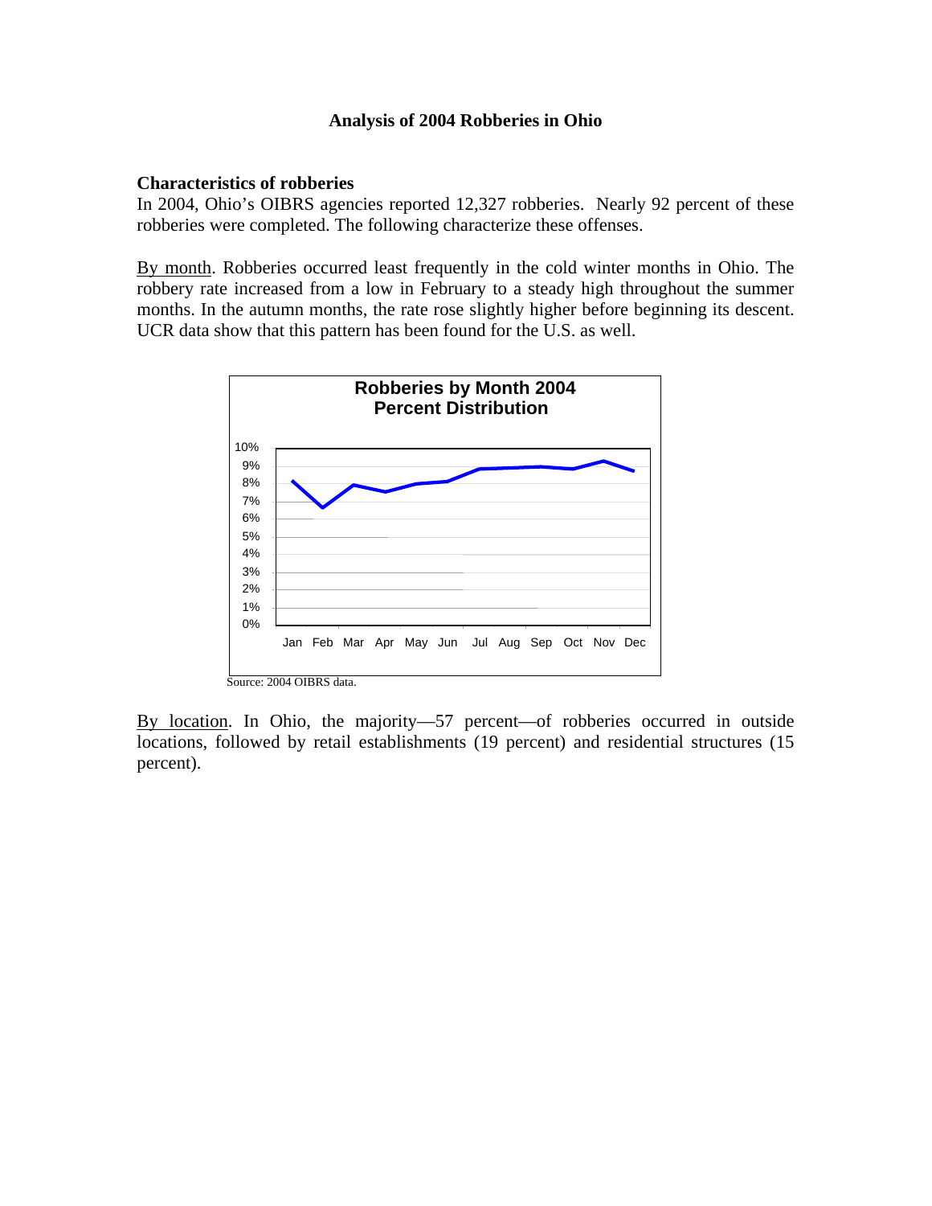# Analysis of 2004 Robberies in Ohio

## Characteristics of robberies

In 2004, Ohio's OIBRS agencies reported 12,327 robberies. Nearly 92 percent of these robberies were completed. The following characterize these offenses.

By month. Robberies occurred least frequently in the cold winter months in Ohio. The robbery rate increased from a low in February to a steady high throughout the summer months. In the autumn months, the rate rose slightly higher before beginning its descent. UCR data show that this pattern has been found for the U.S. as well.

**Robberies by Month 2004**
**Percent Distribution**

Source: 2004 OIBRS data.

By location. In Ohio, the majority—57 percent—of robberies occurred in outside locations, followed by retail establishments (19 percent) and residential structures (15 percent).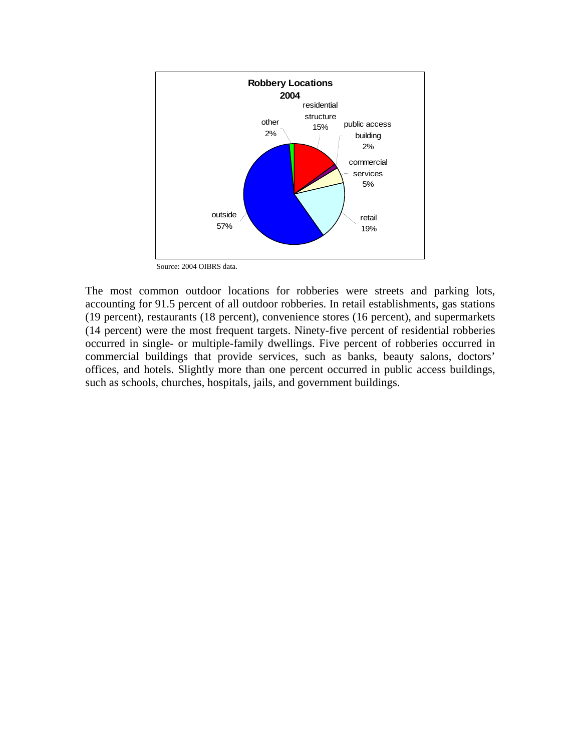**Robbery Locations 2004**

| Location | Percent |
| --- | --- |
| residential structure | 15% |
| public access building | 2% |
| commercial services | 5% |
| retail | 19% |
| outside | 57% |
| other | 2% |

Source: 2004 OIBRS data.

The most common outdoor locations for robberies were streets and parking lots, accounting for 91.5 percent of all outdoor robberies. In retail establishments, gas stations (19 percent), restaurants (18 percent), convenience stores (16 percent), and supermarkets (14 percent) were the most frequent targets. Ninety-five percent of residential robberies occurred in single- or multiple-family dwellings. Five percent of robberies occurred in commercial buildings that provide services, such as banks, beauty salons, doctors' offices, and hotels. Slightly more than one percent occurred in public access buildings, such as schools, churches, hospitals, jails, and government buildings.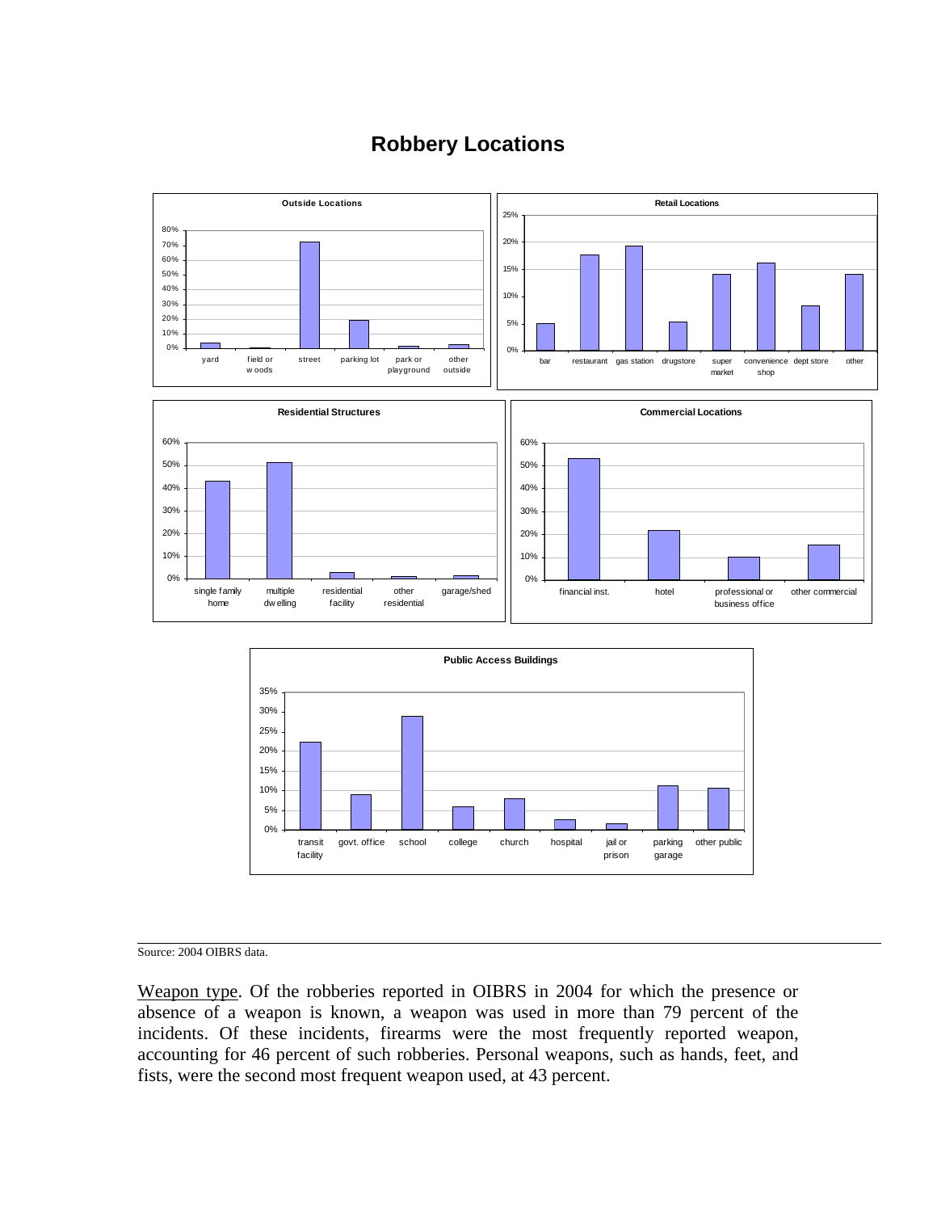## Robbery Locations

Source: 2004 OIBRS data.

Weapon type. Of the robberies reported in OIBRS in 2004 for which the presence or absence of a weapon is known, a weapon was used in more than 79 percent of the incidents. Of these incidents, firearms were the most frequently reported weapon, accounting for 46 percent of such robberies. Personal weapons, such as hands, feet, and fists, were the second most frequent weapon used, at 43 percent.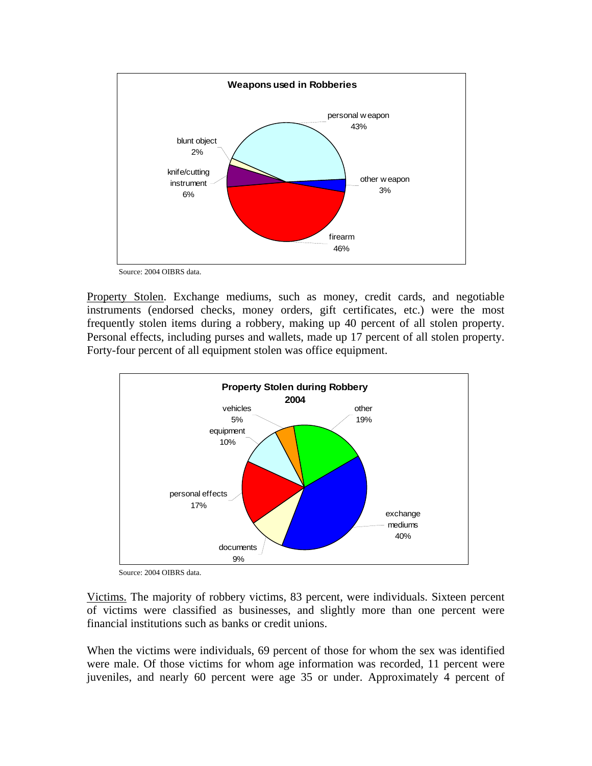**Weapons used in Robberies**

- personal weapon 43%
- other weapon 3%
- firearm 46%
- knife/cutting instrument 6%
- blunt object 2%

Source: 2004 OIBRS data.

Property Stolen. Exchange mediums, such as money, credit cards, and negotiable instruments (endorsed checks, money orders, gift certificates, etc.) were the most frequently stolen items during a robbery, making up 40 percent of all stolen property. Personal effects, including purses and wallets, made up 17 percent of all stolen property. Forty-four percent of all equipment stolen was office equipment.

**Property Stolen during Robbery 2004**

- vehicles 5%
- other 19%
- equipment 10%
- personal effects 17%
- exchange mediums 40%
- documents 9%

Source: 2004 OIBRS data.

Victims. The majority of robbery victims, 83 percent, were individuals. Sixteen percent of victims were classified as businesses, and slightly more than one percent were financial institutions such as banks or credit unions.

When the victims were individuals, 69 percent of those for whom the sex was identified were male. Of those victims for whom age information was recorded, 11 percent were juveniles, and nearly 60 percent were age 35 or under. Approximately 4 percent of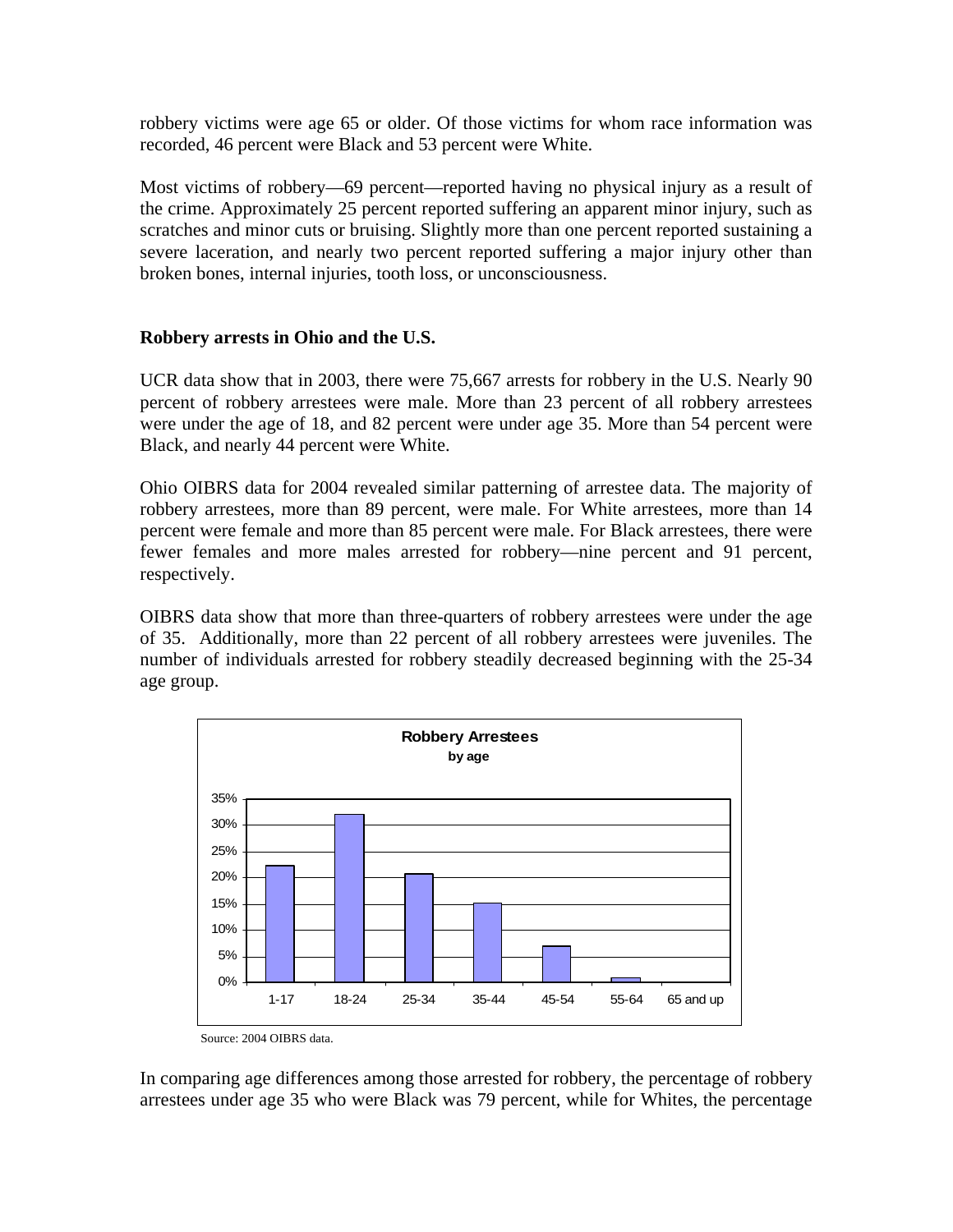robbery victims were age 65 or older. Of those victims for whom race information was recorded, 46 percent were Black and 53 percent were White.

Most victims of robbery—69 percent—reported having no physical injury as a result of the crime. Approximately 25 percent reported suffering an apparent minor injury, such as scratches and minor cuts or bruising. Slightly more than one percent reported sustaining a severe laceration, and nearly two percent reported suffering a major injury other than broken bones, internal injuries, tooth loss, or unconsciousness.

### Robbery arrests in Ohio and the U.S.

UCR data show that in 2003, there were 75,667 arrests for robbery in the U.S. Nearly 90 percent of robbery arrestees were male. More than 23 percent of all robbery arrestees were under the age of 18, and 82 percent were under age 35. More than 54 percent were Black, and nearly 44 percent were White.

Ohio OIBRS data for 2004 revealed similar patterning of arrestee data. The majority of robbery arrestees, more than 89 percent, were male. For White arrestees, more than 14 percent were female and more than 85 percent were male. For Black arrestees, there were fewer females and more males arrested for robbery—nine percent and 91 percent, respectively.

OIBRS data show that more than three-quarters of robbery arrestees were under the age of 35. Additionally, more than 22 percent of all robbery arrestees were juveniles. The number of individuals arrested for robbery steadily decreased beginning with the 25-34 age group.

**Robbery Arrestees**
**by age**

| Age | Percent (approx.) |
|---|---|
| 1-17 | 22% |
| 18-24 | 32% |
| 25-34 | 21% |
| 35-44 | 15% |
| 45-54 | 7% |
| 55-64 | 1% |
| 65 and up | 0% |

Source: 2004 OIBRS data.

In comparing age differences among those arrested for robbery, the percentage of robbery arrestees under age 35 who were Black was 79 percent, while for Whites, the percentage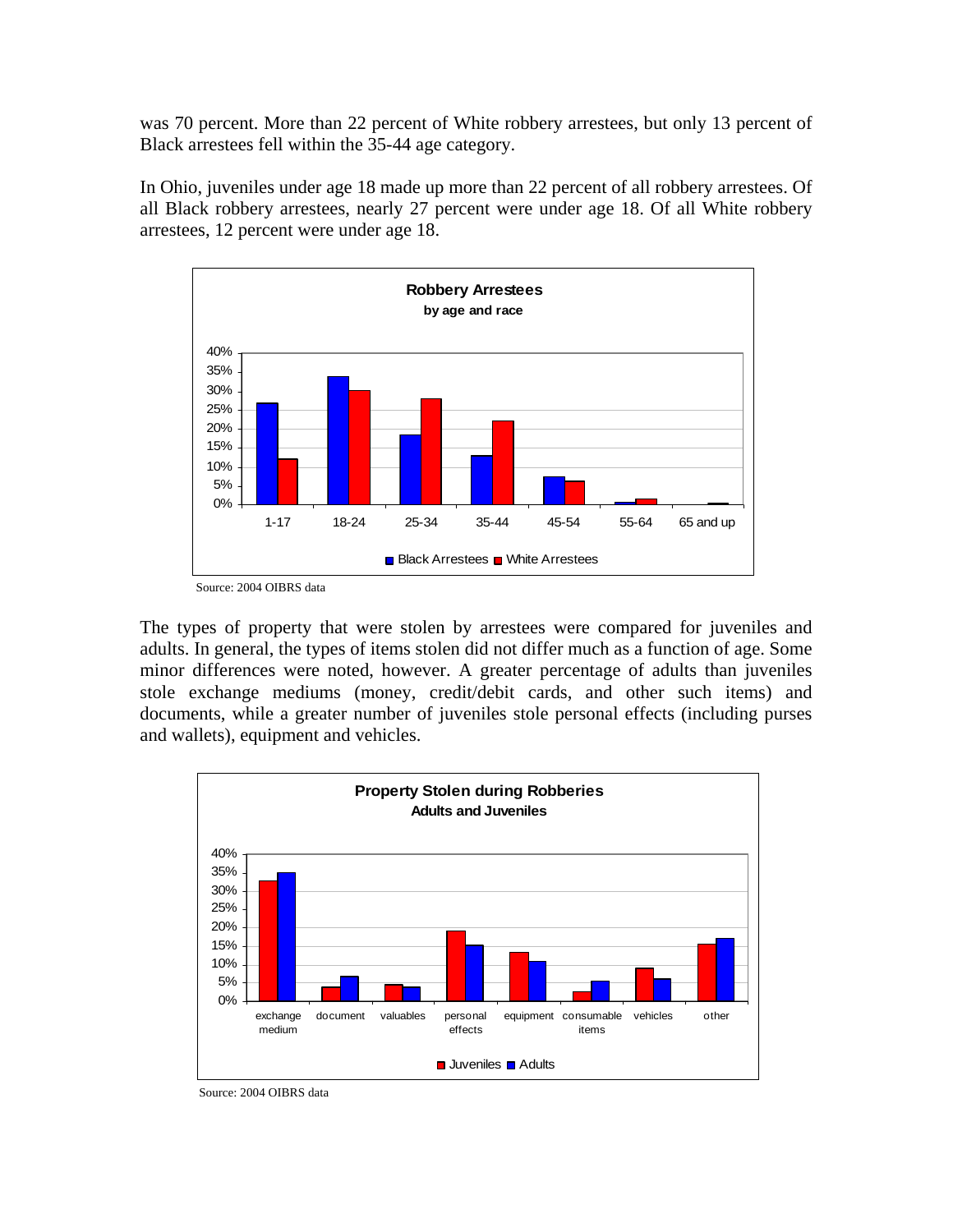was 70 percent. More than 22 percent of White robbery arrestees, but only 13 percent of Black arrestees fell within the 35-44 age category.

In Ohio, juveniles under age 18 made up more than 22 percent of all robbery arrestees. Of all Black robbery arrestees, nearly 27 percent were under age 18. Of all White robbery arrestees, 12 percent were under age 18.

**Robbery Arrestees**
**by age and race**

40%
35%
30%
25%
20%
15%
10%
5%
0%

1-17
18-24
25-34
35-44
45-54
55-64
65 and up

Black Arrestees
White Arrestees

Source: 2004 OIBRS data

The types of property that were stolen by arrestees were compared for juveniles and adults. In general, the types of items stolen did not differ much as a function of age. Some minor differences were noted, however. A greater percentage of adults than juveniles stole exchange mediums (money, credit/debit cards, and other such items) and documents, while a greater number of juveniles stole personal effects (including purses and wallets), equipment and vehicles.

**Property Stolen during Robberies**
**Adults and Juveniles**

40%
35%
30%
25%
20%
15%
10%
5%
0%

exchange medium
document
valuables
personal effects
equipment
consumable items
vehicles
other

Juveniles
Adults

Source: 2004 OIBRS data